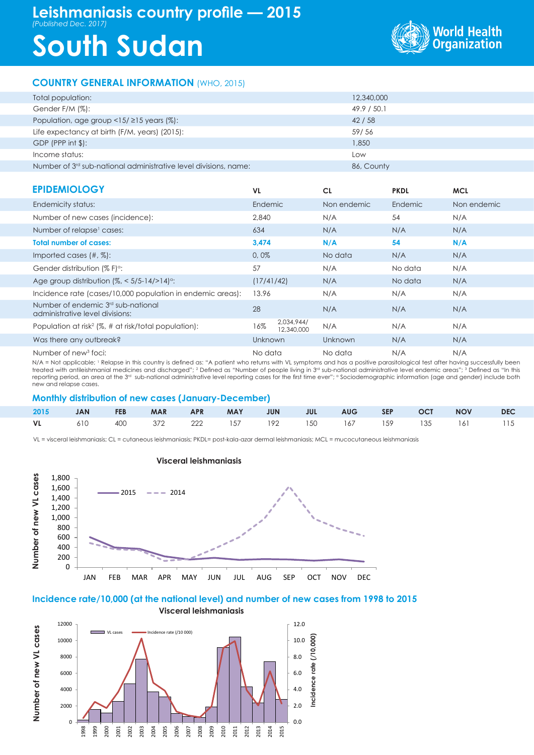# Leishmaniasis country profile — 2015

*(Published Dec. 2017)*

# South Sudan

World Health Organization

## COUNTRY GENERAL INFORMATION (WHO, 2015)

| | |
|---|---|
| Total population: | 12,340,000 |
| Gender F/M (%): | 49.9 / 50.1 |
| Population, age group <15/ ≥15 years (%): | 42 / 58 |
| Life expectancy at birth (F/M, years) (2015): | 59/ 56 |
| GDP (PPP int $): | 1,850 |
| Income status: | Low |
| Number of 3rd sub-national administrative level divisions, name: | 86, County |

## EPIDEMIOLOGY

| | VL | CL | PKDL | MCL |
|---|---|---|---|---|
| Endemicity status: | Endemic | Non endemic | Endemic | Non endemic |
| Number of new cases (incidence): | 2,840 | N/A | 54 | N/A |
| Number of relapse[1] cases: | 634 | N/A | N/A | N/A |
| **Total number of cases:** | **3,474** | **N/A** | **54** | **N/A** |
| Imported cases (#, %): | 0, 0% | No data | N/A | N/A |
| Gender distribution (% F)[a]: | 57 | N/A | No data | N/A |
| Age group distribution (%, < 5/5-14/>14)[a]: | (17/41/42) | N/A | No data | N/A |
| Incidence rate (cases/10,000 population in endemic areas): | 13.96 | N/A | N/A | N/A |
| Number of endemic 3rd sub-national administrative level divisions: | 28 | N/A | N/A | N/A |
| Population at risk[2] (%, # at risk/total population): | 16% 2,034,944/ 12,340,000 | N/A | N/A | N/A |
| Was there any outbreak? | Unknown | Unknown | N/A | N/A |
| Number of new[3] foci: | No data | No data | N/A | N/A |

N/A = Not applicable; [1] Relapse in this country is defined as: "A patient who returns with VL symptoms and has a positive parasitological test after having successfully been treated with antileishmanial medicines and discharged"; [2] Defined as "Number of people living in 3rd sub-national administrative level endemic areas"; [3] Defined as "In this reporting period, an area at the 3rd sub-national administrative level reporting cases for the first time ever"; [a] Sociodemographic information (age and gender) include both new and relapse cases.

## Monthly distribution of new cases (January-December)

| 2015 | JAN | FEB | MAR | APR | MAY | JUN | JUL | AUG | SEP | OCT | NOV | DEC |
|---|---|---|---|---|---|---|---|---|---|---|---|---|
| **VL** | 610 | 400 | 372 | 222 | 157 | 192 | 150 | 167 | 159 | 135 | 161 | 115 |

VL = visceral leishmaniasis; CL = cutaneous leishmaniasis; PKDL= post-kala-azar dermal leishmaniasis; MCL = mucocutaneous leishmaniasis

**Visceral leishmaniasis**

(Chart: Number of new VL cases by month, JAN–DEC, 2015 vs 2014)

## Incidence rate/10,000 (at the national level) and number of new cases from 1998 to 2015

**Visceral leishmaniasis**

(Chart: VL cases and Incidence rate (/10 000), 1998–2015)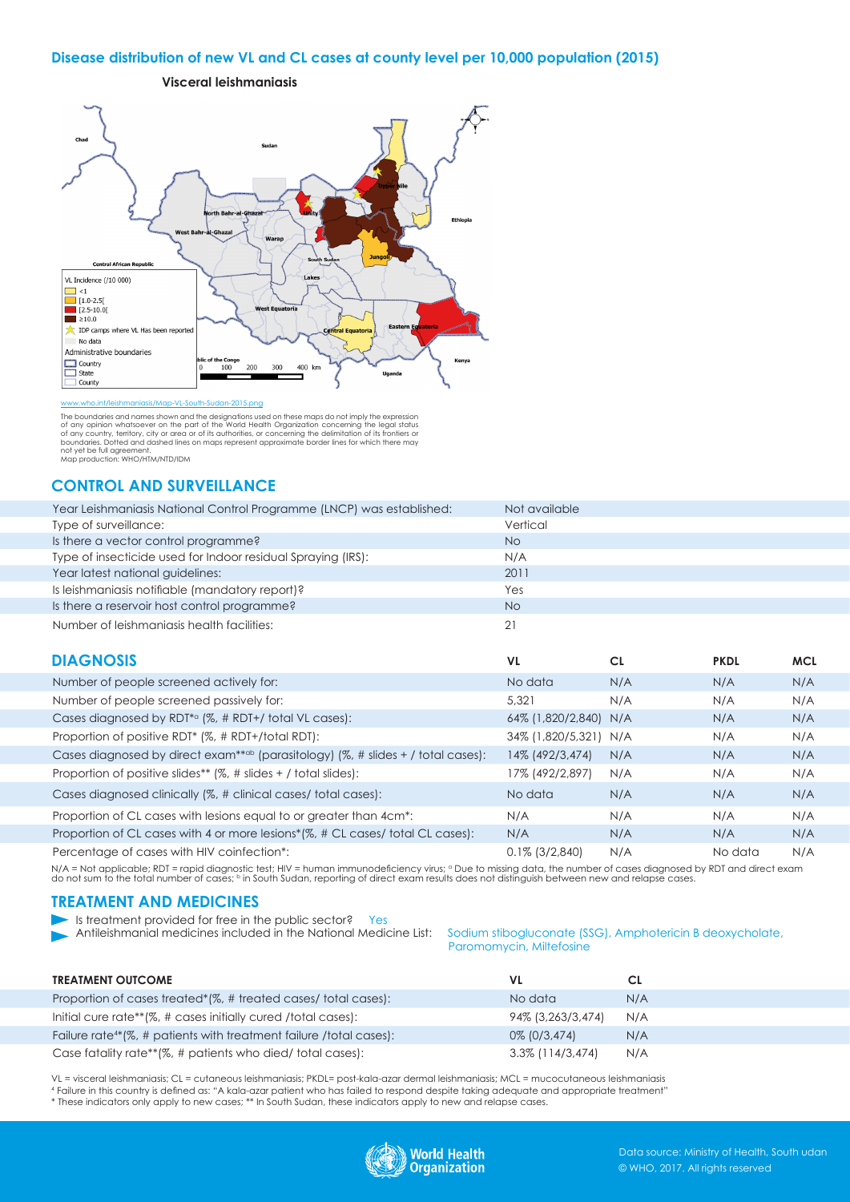## Disease distribution of new VL and CL cases at county level per 10,000 population (2015)

### Visceral leishmaniasis

Chad

Sudan

Upper Nile

Ethiopia

North Bahr-al-Ghazal

Unity

West Bahr-al-Ghazal

Warap

Jungoli

Central African Republic

South Sudan

Lakes

VL Incidence (/10 000)

<1

[1.0-2.5[

[2.5-10.0[

≥10.0

IDP camps where VL Has been reported

No data

Administrative boundaries

Country

State

County

West Equatoria

Central Equatoria

Eastern Equatoria

blic of the Congo

0 100 200 300 400 km

Kenya

Uganda

www.who.int/leishmaniasis/Map-VL-South-Sudan-2015.png

The boundaries and names shown and the designations used on these maps do not imply the expression of any opinion whatsoever on the part of the World Health Organization concerning the legal status of any country, territory, city or area or of its authorities, or concerning the delimitation of its frontiers or boundaries. Dotted and dashed lines on maps represent approximate border lines for which there may not yet be full agreement.
Map production: WHO/HTM/NTD/IDM

## CONTROL AND SURVEILLANCE

| | |
|---|---|
| Year Leishmaniasis National Control Programme (LNCP) was established: | Not available |
| Type of surveillance: | Vertical |
| Is there a vector control programme? | No |
| Type of insecticide used for Indoor residual Spraying (IRS): | N/A |
| Year latest national guidelines: | 2011 |
| Is leishmaniasis notifiable (mandatory report)? | Yes |
| Is there a reservoir host control programme? | No |
| Number of leishmaniasis health facilities: | 21 |

## DIAGNOSIS

| | VL | CL | PKDL | MCL |
|---|---|---|---|---|
| Number of people screened actively for: | No data | N/A | N/A | N/A |
| Number of people screened passively for: | 5,321 | N/A | N/A | N/A |
| Cases diagnosed by RDT*[a] (%, # RDT+/ total VL cases): | 64% (1,820/2,840) | N/A | N/A | N/A |
| Proportion of positive RDT* (%, # RDT+/total RDT): | 34% (1,820/5,321) | N/A | N/A | N/A |
| Cases diagnosed by direct exam**[ab] (parasitology) (%, # slides + / total cases): | 14% (492/3,474) | N/A | N/A | N/A |
| Proportion of positive slides** (%, # slides + / total slides): | 17% (492/2,897) | N/A | N/A | N/A |
| Cases diagnosed clinically (%, # clinical cases/ total cases): | No data | N/A | N/A | N/A |
| Proportion of CL cases with lesions equal to or greater than 4cm*: | N/A | N/A | N/A | N/A |
| Proportion of CL cases with 4 or more lesions*(%, # CL cases/ total CL cases): | N/A | N/A | N/A | N/A |
| Percentage of cases with HIV coinfection*: | 0.1% (3/2,840) | N/A | No data | N/A |

N/A = Not applicable; RDT = rapid diagnostic test; HIV = human immunodeficiency virus; [a] Due to missing data, the number of cases diagnosed by RDT and direct exam do not sum to the total number of cases; [b] in South Sudan, reporting of direct exam results does not distinguish between new and relapse cases.

## TREATMENT AND MEDICINES

- Is treatment provided for free in the public sector? Yes
- Antileishmanial medicines included in the National Medicine List: Sodium stibogluconate (SSG), Amphotericin B deoxycholate, Paromomycin, Miltefosine

| TREATMENT OUTCOME | VL | CL |
|---|---|---|
| Proportion of cases treated*(%, # treated cases/ total cases): | No data | N/A |
| Initial cure rate**(%, # cases initially cured /total cases): | 94% (3,263/3,474) | N/A |
| Failure rate[4]*(%, # patients with treatment failure /total cases): | 0% (0/3,474) | N/A |
| Case fatality rate**(%, # patients who died/ total cases): | 3.3% (114/3,474) | N/A |

VL = visceral leishmaniasis; CL = cutaneous leishmaniasis; PKDL= post-kala-azar dermal leishmaniasis; MCL = mucocutaneous leishmaniasis
[4] Failure in this country is defined as: "A kala-azar patient who has failed to respond despite taking adequate and appropriate treatment"
* These indicators only apply to new cases; ** In South Sudan, these indicators apply to new and relapse cases.

World Health Organization

Data source: Ministry of Health, South udan
© WHO, 2017. All rights reserved